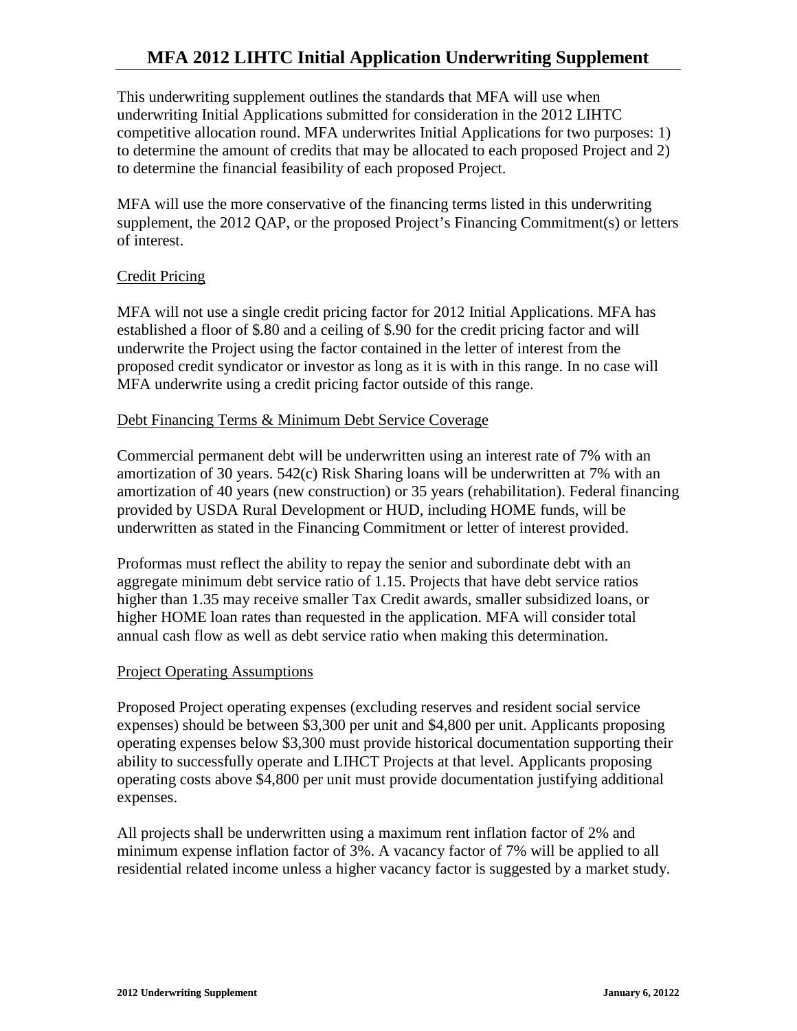# MFA 2012 LIHTC Initial Application Underwriting Supplement

This underwriting supplement outlines the standards that MFA will use when underwriting Initial Applications submitted for consideration in the 2012 LIHTC competitive allocation round. MFA underwrites Initial Applications for two purposes: 1) to determine the amount of credits that may be allocated to each proposed Project and 2) to determine the financial feasibility of each proposed Project.

MFA will use the more conservative of the financing terms listed in this underwriting supplement, the 2012 QAP, or the proposed Project's Financing Commitment(s) or letters of interest.

## Credit Pricing

MFA will not use a single credit pricing factor for 2012 Initial Applications. MFA has established a floor of $.80 and a ceiling of $.90 for the credit pricing factor and will underwrite the Project using the factor contained in the letter of interest from the proposed credit syndicator or investor as long as it is with in this range. In no case will MFA underwrite using a credit pricing factor outside of this range.

## Debt Financing Terms & Minimum Debt Service Coverage

Commercial permanent debt will be underwritten using an interest rate of 7% with an amortization of 30 years. 542(c) Risk Sharing loans will be underwritten at 7% with an amortization of 40 years (new construction) or 35 years (rehabilitation). Federal financing provided by USDA Rural Development or HUD, including HOME funds, will be underwritten as stated in the Financing Commitment or letter of interest provided.

Proformas must reflect the ability to repay the senior and subordinate debt with an aggregate minimum debt service ratio of 1.15. Projects that have debt service ratios higher than 1.35 may receive smaller Tax Credit awards, smaller subsidized loans, or higher HOME loan rates than requested in the application. MFA will consider total annual cash flow as well as debt service ratio when making this determination.

## Project Operating Assumptions

Proposed Project operating expenses (excluding reserves and resident social service expenses) should be between $3,300 per unit and $4,800 per unit. Applicants proposing operating expenses below $3,300 must provide historical documentation supporting their ability to successfully operate and LIHCT Projects at that level. Applicants proposing operating costs above $4,800 per unit must provide documentation justifying additional expenses.

All projects shall be underwritten using a maximum rent inflation factor of 2% and minimum expense inflation factor of 3%. A vacancy factor of 7% will be applied to all residential related income unless a higher vacancy factor is suggested by a market study.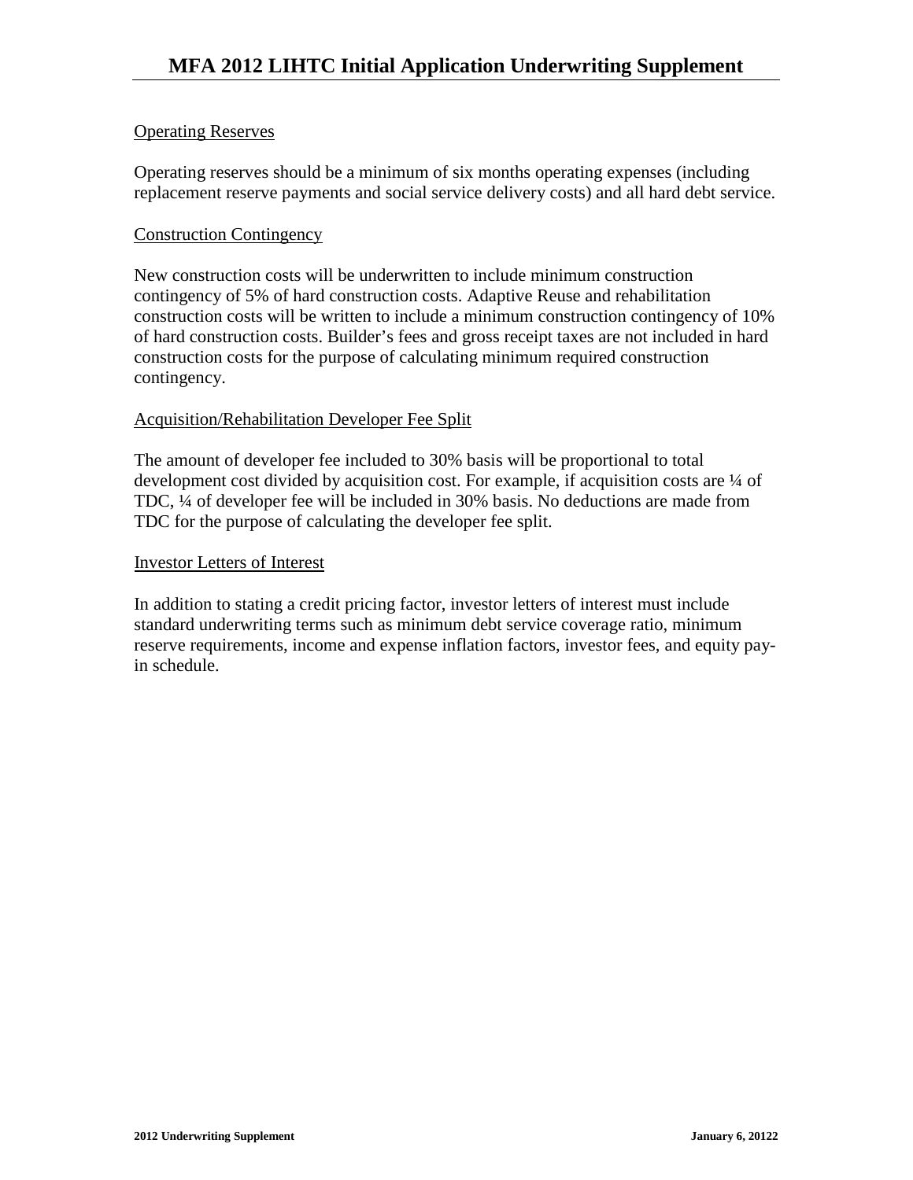## Operating Reserves

Operating reserves should be a minimum of six months operating expenses (including replacement reserve payments and social service delivery costs) and all hard debt service.

## Construction Contingency

New construction costs will be underwritten to include minimum construction contingency of 5% of hard construction costs. Adaptive Reuse and rehabilitation construction costs will be written to include a minimum construction contingency of 10% of hard construction costs. Builder's fees and gross receipt taxes are not included in hard construction costs for the purpose of calculating minimum required construction contingency.

## Acquisition/Rehabilitation Developer Fee Split

The amount of developer fee included to 30% basis will be proportional to total development cost divided by acquisition cost. For example, if acquisition costs are ¼ of TDC, ¼ of developer fee will be included in 30% basis. No deductions are made from TDC for the purpose of calculating the developer fee split.

## Investor Letters of Interest

In addition to stating a credit pricing factor, investor letters of interest must include standard underwriting terms such as minimum debt service coverage ratio, minimum reserve requirements, income and expense inflation factors, investor fees, and equity pay-in schedule.